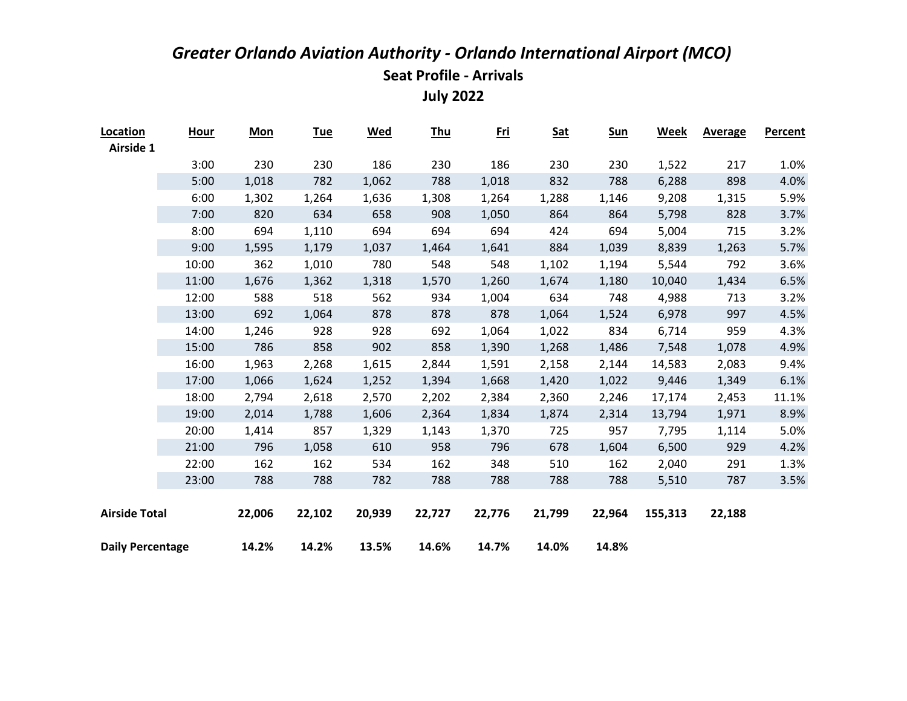# *Greater Orlando Aviation Authority - Orlando International Airport (MCO)*

## Seat Profile - Arrivals

## July 2022

| Location | Hour | Mon | Tue | Wed | Thu | Fri | Sat | Sun | Week | Average | Percent |
|---|---|---|---|---|---|---|---|---|---|---|---|
| Airside 1 | | | | | | | | | | | |
| | 3:00 | 230 | 230 | 186 | 230 | 186 | 230 | 230 | 1,522 | 217 | 1.0% |
| | 5:00 | 1,018 | 782 | 1,062 | 788 | 1,018 | 832 | 788 | 6,288 | 898 | 4.0% |
| | 6:00 | 1,302 | 1,264 | 1,636 | 1,308 | 1,264 | 1,288 | 1,146 | 9,208 | 1,315 | 5.9% |
| | 7:00 | 820 | 634 | 658 | 908 | 1,050 | 864 | 864 | 5,798 | 828 | 3.7% |
| | 8:00 | 694 | 1,110 | 694 | 694 | 694 | 424 | 694 | 5,004 | 715 | 3.2% |
| | 9:00 | 1,595 | 1,179 | 1,037 | 1,464 | 1,641 | 884 | 1,039 | 8,839 | 1,263 | 5.7% |
| | 10:00 | 362 | 1,010 | 780 | 548 | 548 | 1,102 | 1,194 | 5,544 | 792 | 3.6% |
| | 11:00 | 1,676 | 1,362 | 1,318 | 1,570 | 1,260 | 1,674 | 1,180 | 10,040 | 1,434 | 6.5% |
| | 12:00 | 588 | 518 | 562 | 934 | 1,004 | 634 | 748 | 4,988 | 713 | 3.2% |
| | 13:00 | 692 | 1,064 | 878 | 878 | 878 | 1,064 | 1,524 | 6,978 | 997 | 4.5% |
| | 14:00 | 1,246 | 928 | 928 | 692 | 1,064 | 1,022 | 834 | 6,714 | 959 | 4.3% |
| | 15:00 | 786 | 858 | 902 | 858 | 1,390 | 1,268 | 1,486 | 7,548 | 1,078 | 4.9% |
| | 16:00 | 1,963 | 2,268 | 1,615 | 2,844 | 1,591 | 2,158 | 2,144 | 14,583 | 2,083 | 9.4% |
| | 17:00 | 1,066 | 1,624 | 1,252 | 1,394 | 1,668 | 1,420 | 1,022 | 9,446 | 1,349 | 6.1% |
| | 18:00 | 2,794 | 2,618 | 2,570 | 2,202 | 2,384 | 2,360 | 2,246 | 17,174 | 2,453 | 11.1% |
| | 19:00 | 2,014 | 1,788 | 1,606 | 2,364 | 1,834 | 1,874 | 2,314 | 13,794 | 1,971 | 8.9% |
| | 20:00 | 1,414 | 857 | 1,329 | 1,143 | 1,370 | 725 | 957 | 7,795 | 1,114 | 5.0% |
| | 21:00 | 796 | 1,058 | 610 | 958 | 796 | 678 | 1,604 | 6,500 | 929 | 4.2% |
| | 22:00 | 162 | 162 | 534 | 162 | 348 | 510 | 162 | 2,040 | 291 | 1.3% |
| | 23:00 | 788 | 788 | 782 | 788 | 788 | 788 | 788 | 5,510 | 787 | 3.5% |
| **Airside Total** | | **22,006** | **22,102** | **20,939** | **22,727** | **22,776** | **21,799** | **22,964** | **155,313** | **22,188** | |
| **Daily Percentage** | | **14.2%** | **14.2%** | **13.5%** | **14.6%** | **14.7%** | **14.0%** | **14.8%** | | | |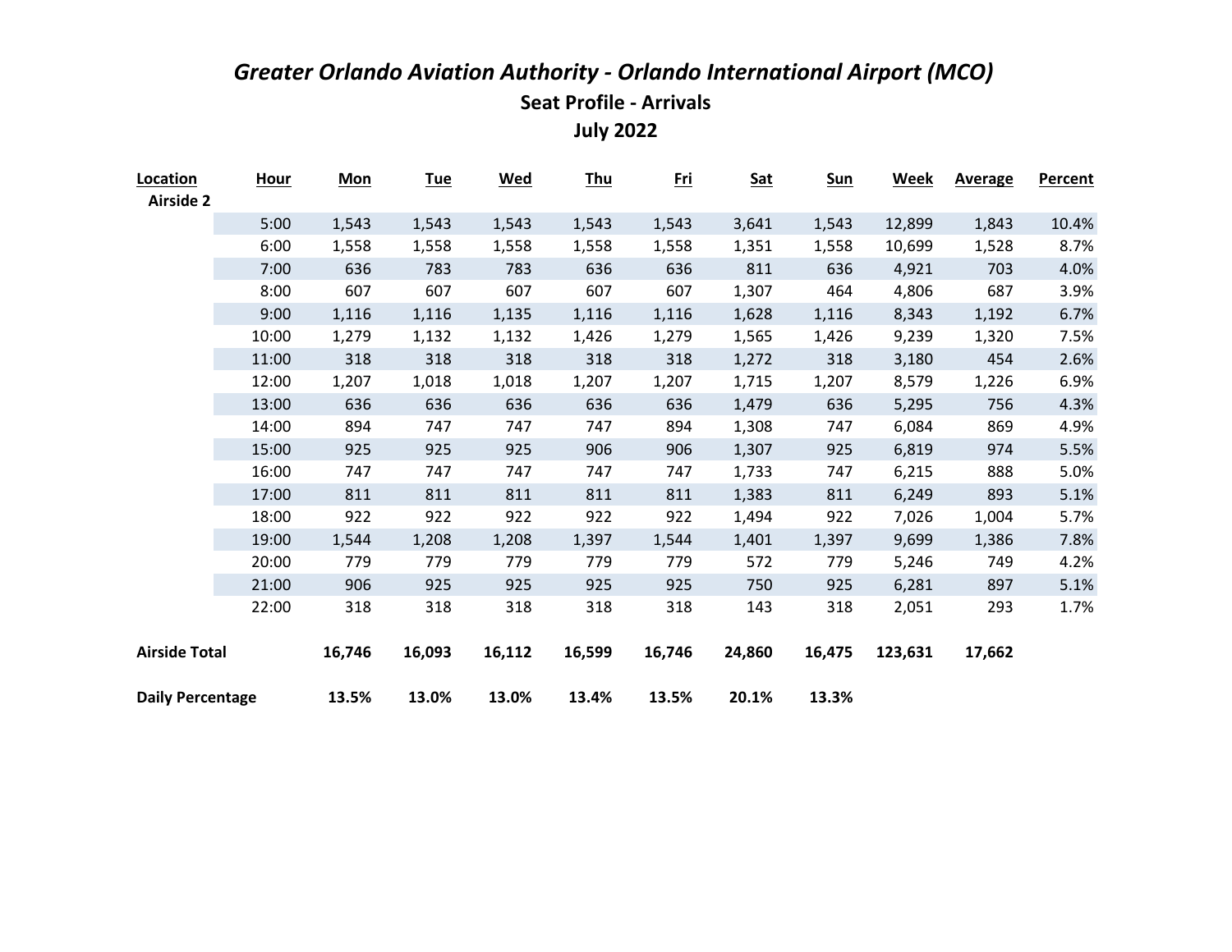# *Greater Orlando Aviation Authority - Orlando International Airport (MCO)*

## Seat Profile - Arrivals

## July 2022

| Location | Hour | Mon | Tue | Wed | Thu | Fri | Sat | Sun | Week | Average | Percent |
|---|---|---|---|---|---|---|---|---|---|---|---|
| **Airside 2** | | | | | | | | | | | |
| | 5:00 | 1,543 | 1,543 | 1,543 | 1,543 | 1,543 | 3,641 | 1,543 | 12,899 | 1,843 | 10.4% |
| | 6:00 | 1,558 | 1,558 | 1,558 | 1,558 | 1,558 | 1,351 | 1,558 | 10,699 | 1,528 | 8.7% |
| | 7:00 | 636 | 783 | 783 | 636 | 636 | 811 | 636 | 4,921 | 703 | 4.0% |
| | 8:00 | 607 | 607 | 607 | 607 | 607 | 1,307 | 464 | 4,806 | 687 | 3.9% |
| | 9:00 | 1,116 | 1,116 | 1,135 | 1,116 | 1,116 | 1,628 | 1,116 | 8,343 | 1,192 | 6.7% |
| | 10:00 | 1,279 | 1,132 | 1,132 | 1,426 | 1,279 | 1,565 | 1,426 | 9,239 | 1,320 | 7.5% |
| | 11:00 | 318 | 318 | 318 | 318 | 318 | 1,272 | 318 | 3,180 | 454 | 2.6% |
| | 12:00 | 1,207 | 1,018 | 1,018 | 1,207 | 1,207 | 1,715 | 1,207 | 8,579 | 1,226 | 6.9% |
| | 13:00 | 636 | 636 | 636 | 636 | 636 | 1,479 | 636 | 5,295 | 756 | 4.3% |
| | 14:00 | 894 | 747 | 747 | 747 | 894 | 1,308 | 747 | 6,084 | 869 | 4.9% |
| | 15:00 | 925 | 925 | 925 | 906 | 906 | 1,307 | 925 | 6,819 | 974 | 5.5% |
| | 16:00 | 747 | 747 | 747 | 747 | 747 | 1,733 | 747 | 6,215 | 888 | 5.0% |
| | 17:00 | 811 | 811 | 811 | 811 | 811 | 1,383 | 811 | 6,249 | 893 | 5.1% |
| | 18:00 | 922 | 922 | 922 | 922 | 922 | 1,494 | 922 | 7,026 | 1,004 | 5.7% |
| | 19:00 | 1,544 | 1,208 | 1,208 | 1,397 | 1,544 | 1,401 | 1,397 | 9,699 | 1,386 | 7.8% |
| | 20:00 | 779 | 779 | 779 | 779 | 779 | 572 | 779 | 5,246 | 749 | 4.2% |
| | 21:00 | 906 | 925 | 925 | 925 | 925 | 750 | 925 | 6,281 | 897 | 5.1% |
| | 22:00 | 318 | 318 | 318 | 318 | 318 | 143 | 318 | 2,051 | 293 | 1.7% |
| **Airside Total** | | **16,746** | **16,093** | **16,112** | **16,599** | **16,746** | **24,860** | **16,475** | **123,631** | **17,662** | |
| **Daily Percentage** | | **13.5%** | **13.0%** | **13.0%** | **13.4%** | **13.5%** | **20.1%** | **13.3%** | | | |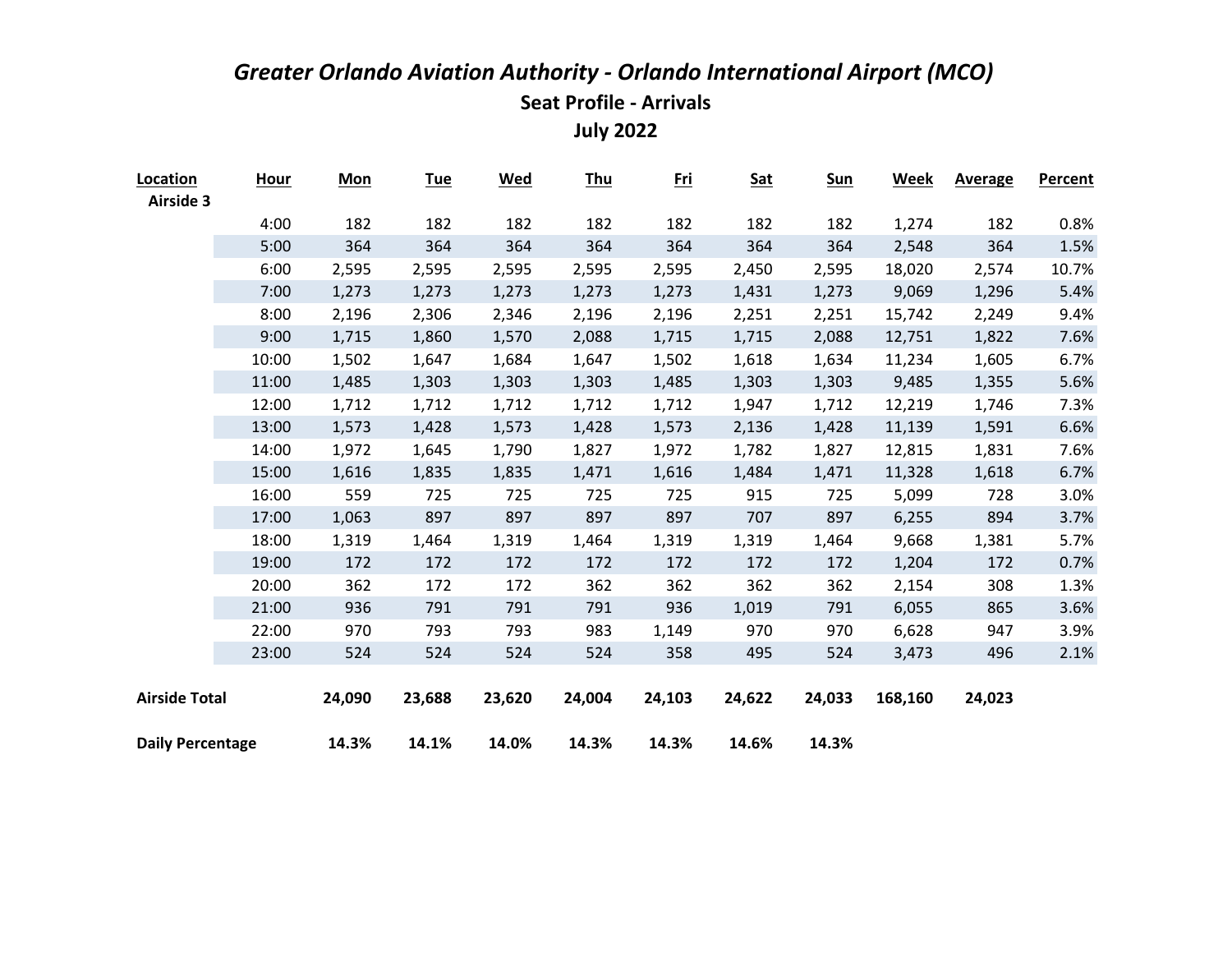# *Greater Orlando Aviation Authority - Orlando International Airport (MCO)*

## Seat Profile - Arrivals

## July 2022

| Location | Hour | Mon | Tue | Wed | Thu | Fri | Sat | Sun | Week | Average | Percent |
|---|---|---|---|---|---|---|---|---|---|---|---|
| Airside 3 | | | | | | | | | | | |
| | 4:00 | 182 | 182 | 182 | 182 | 182 | 182 | 182 | 1,274 | 182 | 0.8% |
| | 5:00 | 364 | 364 | 364 | 364 | 364 | 364 | 364 | 2,548 | 364 | 1.5% |
| | 6:00 | 2,595 | 2,595 | 2,595 | 2,595 | 2,595 | 2,450 | 2,595 | 18,020 | 2,574 | 10.7% |
| | 7:00 | 1,273 | 1,273 | 1,273 | 1,273 | 1,273 | 1,431 | 1,273 | 9,069 | 1,296 | 5.4% |
| | 8:00 | 2,196 | 2,306 | 2,346 | 2,196 | 2,196 | 2,251 | 2,251 | 15,742 | 2,249 | 9.4% |
| | 9:00 | 1,715 | 1,860 | 1,570 | 2,088 | 1,715 | 1,715 | 2,088 | 12,751 | 1,822 | 7.6% |
| | 10:00 | 1,502 | 1,647 | 1,684 | 1,647 | 1,502 | 1,618 | 1,634 | 11,234 | 1,605 | 6.7% |
| | 11:00 | 1,485 | 1,303 | 1,303 | 1,303 | 1,485 | 1,303 | 1,303 | 9,485 | 1,355 | 5.6% |
| | 12:00 | 1,712 | 1,712 | 1,712 | 1,712 | 1,712 | 1,947 | 1,712 | 12,219 | 1,746 | 7.3% |
| | 13:00 | 1,573 | 1,428 | 1,573 | 1,428 | 1,573 | 2,136 | 1,428 | 11,139 | 1,591 | 6.6% |
| | 14:00 | 1,972 | 1,645 | 1,790 | 1,827 | 1,972 | 1,782 | 1,827 | 12,815 | 1,831 | 7.6% |
| | 15:00 | 1,616 | 1,835 | 1,835 | 1,471 | 1,616 | 1,484 | 1,471 | 11,328 | 1,618 | 6.7% |
| | 16:00 | 559 | 725 | 725 | 725 | 725 | 915 | 725 | 5,099 | 728 | 3.0% |
| | 17:00 | 1,063 | 897 | 897 | 897 | 897 | 707 | 897 | 6,255 | 894 | 3.7% |
| | 18:00 | 1,319 | 1,464 | 1,319 | 1,464 | 1,319 | 1,319 | 1,464 | 9,668 | 1,381 | 5.7% |
| | 19:00 | 172 | 172 | 172 | 172 | 172 | 172 | 172 | 1,204 | 172 | 0.7% |
| | 20:00 | 362 | 172 | 172 | 362 | 362 | 362 | 362 | 2,154 | 308 | 1.3% |
| | 21:00 | 936 | 791 | 791 | 791 | 936 | 1,019 | 791 | 6,055 | 865 | 3.6% |
| | 22:00 | 970 | 793 | 793 | 983 | 1,149 | 970 | 970 | 6,628 | 947 | 3.9% |
| | 23:00 | 524 | 524 | 524 | 524 | 358 | 495 | 524 | 3,473 | 496 | 2.1% |
| **Airside Total** | | **24,090** | **23,688** | **23,620** | **24,004** | **24,103** | **24,622** | **24,033** | **168,160** | **24,023** | |
| **Daily Percentage** | | **14.3%** | **14.1%** | **14.0%** | **14.3%** | **14.3%** | **14.6%** | **14.3%** | | | |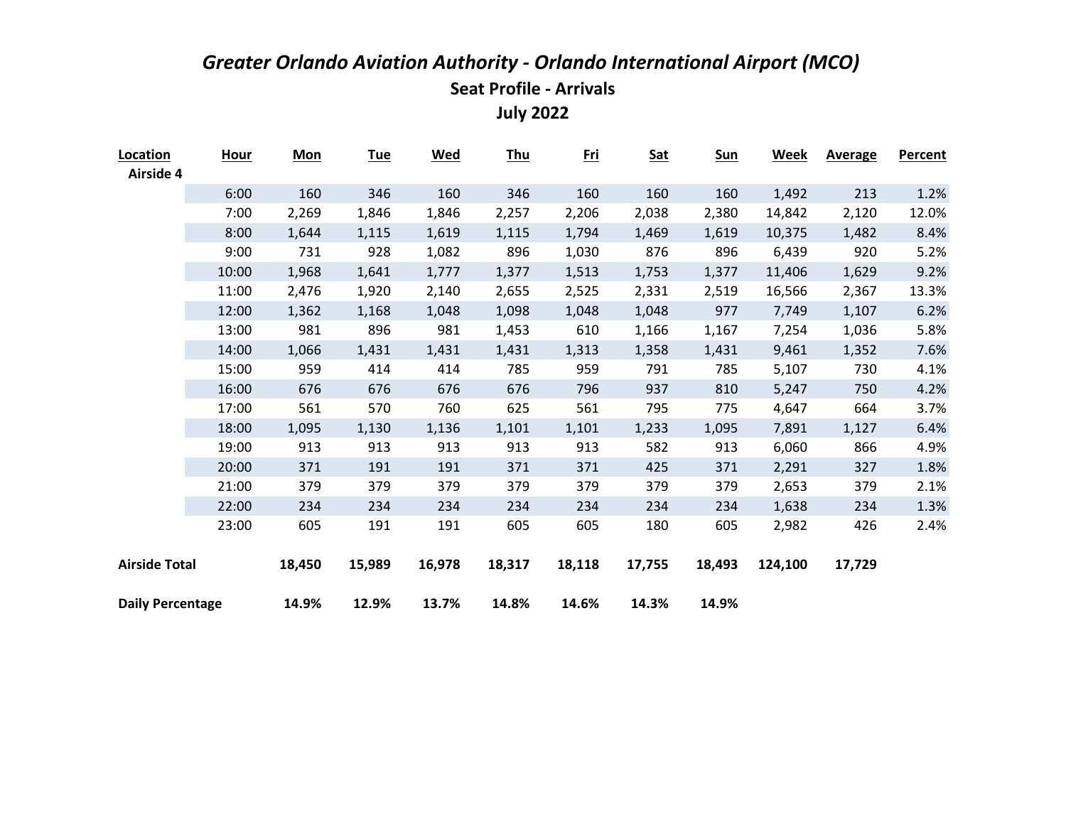# *Greater Orlando Aviation Authority - Orlando International Airport (MCO)*

## Seat Profile - Arrivals

## July 2022

| Location | Hour | Mon | Tue | Wed | Thu | Fri | Sat | Sun | Week | Average | Percent |
|---|---|---|---|---|---|---|---|---|---|---|---|
| **Airside 4** | | | | | | | | | | | |
| | 6:00 | 160 | 346 | 160 | 346 | 160 | 160 | 160 | 1,492 | 213 | 1.2% |
| | 7:00 | 2,269 | 1,846 | 1,846 | 2,257 | 2,206 | 2,038 | 2,380 | 14,842 | 2,120 | 12.0% |
| | 8:00 | 1,644 | 1,115 | 1,619 | 1,115 | 1,794 | 1,469 | 1,619 | 10,375 | 1,482 | 8.4% |
| | 9:00 | 731 | 928 | 1,082 | 896 | 1,030 | 876 | 896 | 6,439 | 920 | 5.2% |
| | 10:00 | 1,968 | 1,641 | 1,777 | 1,377 | 1,513 | 1,753 | 1,377 | 11,406 | 1,629 | 9.2% |
| | 11:00 | 2,476 | 1,920 | 2,140 | 2,655 | 2,525 | 2,331 | 2,519 | 16,566 | 2,367 | 13.3% |
| | 12:00 | 1,362 | 1,168 | 1,048 | 1,098 | 1,048 | 1,048 | 977 | 7,749 | 1,107 | 6.2% |
| | 13:00 | 981 | 896 | 981 | 1,453 | 610 | 1,166 | 1,167 | 7,254 | 1,036 | 5.8% |
| | 14:00 | 1,066 | 1,431 | 1,431 | 1,431 | 1,313 | 1,358 | 1,431 | 9,461 | 1,352 | 7.6% |
| | 15:00 | 959 | 414 | 414 | 785 | 959 | 791 | 785 | 5,107 | 730 | 4.1% |
| | 16:00 | 676 | 676 | 676 | 676 | 796 | 937 | 810 | 5,247 | 750 | 4.2% |
| | 17:00 | 561 | 570 | 760 | 625 | 561 | 795 | 775 | 4,647 | 664 | 3.7% |
| | 18:00 | 1,095 | 1,130 | 1,136 | 1,101 | 1,101 | 1,233 | 1,095 | 7,891 | 1,127 | 6.4% |
| | 19:00 | 913 | 913 | 913 | 913 | 913 | 582 | 913 | 6,060 | 866 | 4.9% |
| | 20:00 | 371 | 191 | 191 | 371 | 371 | 425 | 371 | 2,291 | 327 | 1.8% |
| | 21:00 | 379 | 379 | 379 | 379 | 379 | 379 | 379 | 2,653 | 379 | 2.1% |
| | 22:00 | 234 | 234 | 234 | 234 | 234 | 234 | 234 | 1,638 | 234 | 1.3% |
| | 23:00 | 605 | 191 | 191 | 605 | 605 | 180 | 605 | 2,982 | 426 | 2.4% |
| **Airside Total** | | **18,450** | **15,989** | **16,978** | **18,317** | **18,118** | **17,755** | **18,493** | **124,100** | **17,729** | |
| **Daily Percentage** | | **14.9%** | **12.9%** | **13.7%** | **14.8%** | **14.6%** | **14.3%** | **14.9%** | | | |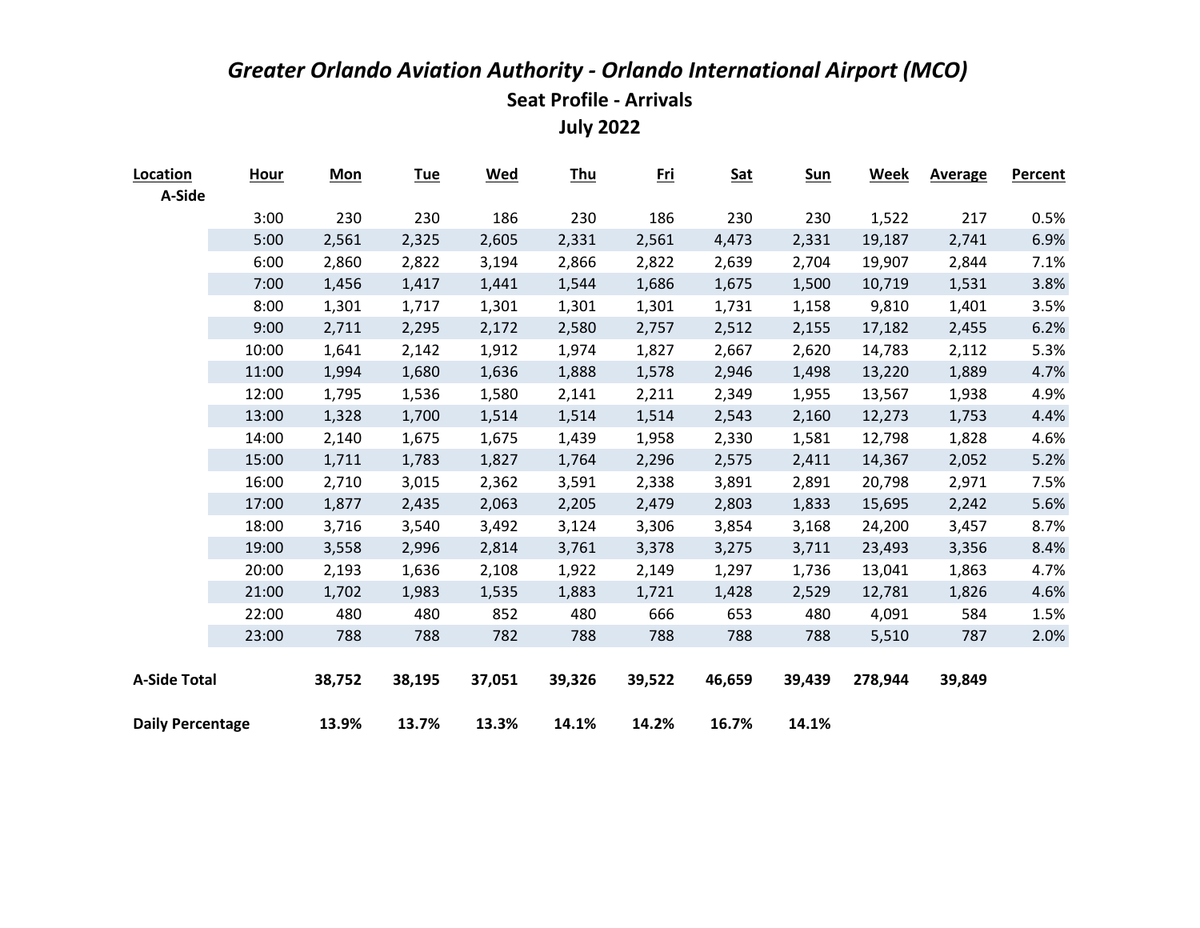# *Greater Orlando Aviation Authority - Orlando International Airport (MCO)*

## Seat Profile - Arrivals

## July 2022

| Location | Hour | Mon | Tue | Wed | Thu | Fri | Sat | Sun | Week | Average | Percent |
|---|---|---|---|---|---|---|---|---|---|---|---|
| A-Side | | | | | | | | | | | |
| | 3:00 | 230 | 230 | 186 | 230 | 186 | 230 | 230 | 1,522 | 217 | 0.5% |
| | 5:00 | 2,561 | 2,325 | 2,605 | 2,331 | 2,561 | 4,473 | 2,331 | 19,187 | 2,741 | 6.9% |
| | 6:00 | 2,860 | 2,822 | 3,194 | 2,866 | 2,822 | 2,639 | 2,704 | 19,907 | 2,844 | 7.1% |
| | 7:00 | 1,456 | 1,417 | 1,441 | 1,544 | 1,686 | 1,675 | 1,500 | 10,719 | 1,531 | 3.8% |
| | 8:00 | 1,301 | 1,717 | 1,301 | 1,301 | 1,301 | 1,731 | 1,158 | 9,810 | 1,401 | 3.5% |
| | 9:00 | 2,711 | 2,295 | 2,172 | 2,580 | 2,757 | 2,512 | 2,155 | 17,182 | 2,455 | 6.2% |
| | 10:00 | 1,641 | 2,142 | 1,912 | 1,974 | 1,827 | 2,667 | 2,620 | 14,783 | 2,112 | 5.3% |
| | 11:00 | 1,994 | 1,680 | 1,636 | 1,888 | 1,578 | 2,946 | 1,498 | 13,220 | 1,889 | 4.7% |
| | 12:00 | 1,795 | 1,536 | 1,580 | 2,141 | 2,211 | 2,349 | 1,955 | 13,567 | 1,938 | 4.9% |
| | 13:00 | 1,328 | 1,700 | 1,514 | 1,514 | 1,514 | 2,543 | 2,160 | 12,273 | 1,753 | 4.4% |
| | 14:00 | 2,140 | 1,675 | 1,675 | 1,439 | 1,958 | 2,330 | 1,581 | 12,798 | 1,828 | 4.6% |
| | 15:00 | 1,711 | 1,783 | 1,827 | 1,764 | 2,296 | 2,575 | 2,411 | 14,367 | 2,052 | 5.2% |
| | 16:00 | 2,710 | 3,015 | 2,362 | 3,591 | 2,338 | 3,891 | 2,891 | 20,798 | 2,971 | 7.5% |
| | 17:00 | 1,877 | 2,435 | 2,063 | 2,205 | 2,479 | 2,803 | 1,833 | 15,695 | 2,242 | 5.6% |
| | 18:00 | 3,716 | 3,540 | 3,492 | 3,124 | 3,306 | 3,854 | 3,168 | 24,200 | 3,457 | 8.7% |
| | 19:00 | 3,558 | 2,996 | 2,814 | 3,761 | 3,378 | 3,275 | 3,711 | 23,493 | 3,356 | 8.4% |
| | 20:00 | 2,193 | 1,636 | 2,108 | 1,922 | 2,149 | 1,297 | 1,736 | 13,041 | 1,863 | 4.7% |
| | 21:00 | 1,702 | 1,983 | 1,535 | 1,883 | 1,721 | 1,428 | 2,529 | 12,781 | 1,826 | 4.6% |
| | 22:00 | 480 | 480 | 852 | 480 | 666 | 653 | 480 | 4,091 | 584 | 1.5% |
| | 23:00 | 788 | 788 | 782 | 788 | 788 | 788 | 788 | 5,510 | 787 | 2.0% |
| **A-Side Total** | | **38,752** | **38,195** | **37,051** | **39,326** | **39,522** | **46,659** | **39,439** | **278,944** | **39,849** | |
| **Daily Percentage** | | **13.9%** | **13.7%** | **13.3%** | **14.1%** | **14.2%** | **16.7%** | **14.1%** | | | |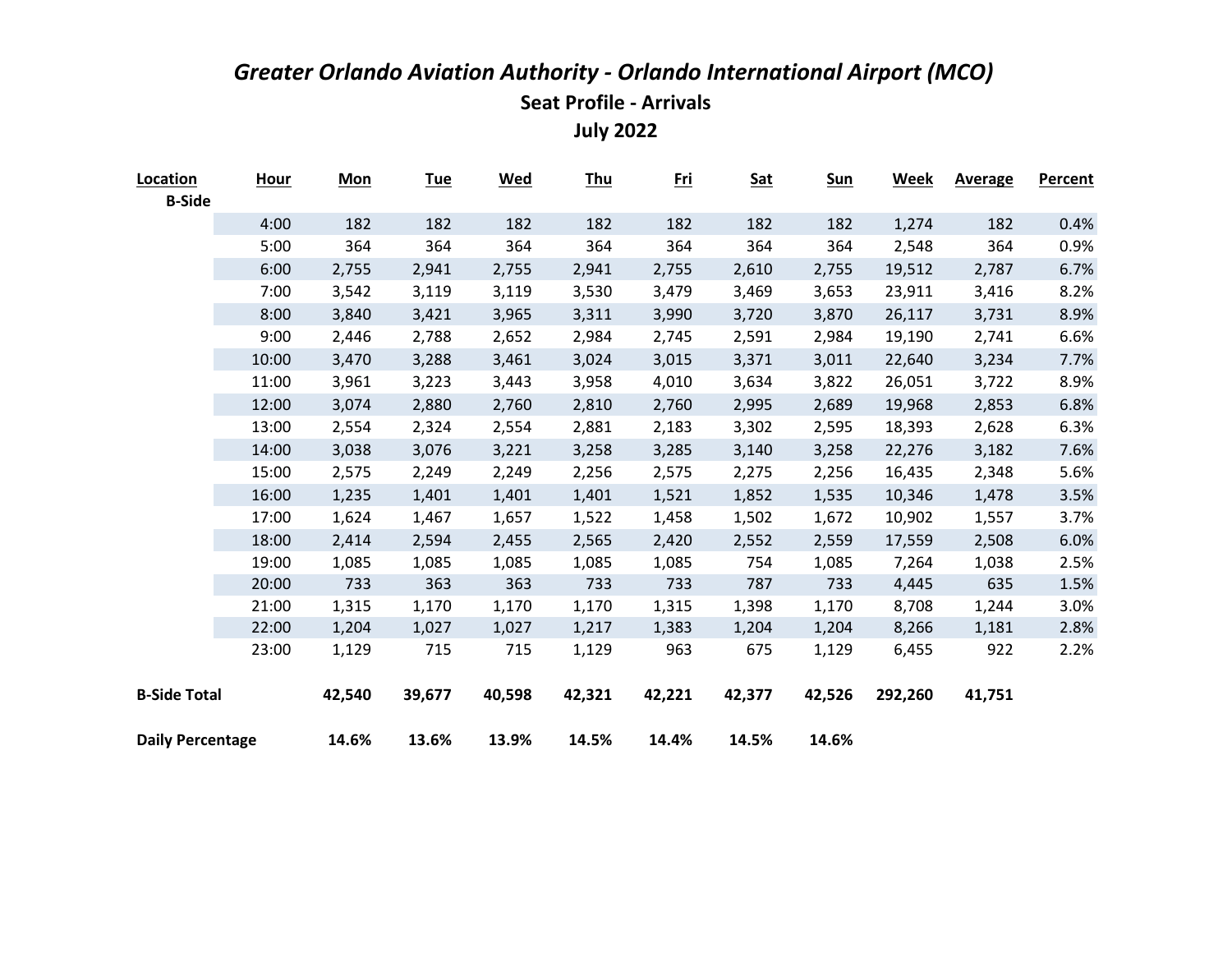# *Greater Orlando Aviation Authority - Orlando International Airport (MCO)*

## Seat Profile - Arrivals

## July 2022

| Location | Hour | Mon | Tue | Wed | Thu | Fri | Sat | Sun | Week | Average | Percent |
|---|---|---|---|---|---|---|---|---|---|---|---|
| **B-Side** | | | | | | | | | | | |
| | 4:00 | 182 | 182 | 182 | 182 | 182 | 182 | 182 | 1,274 | 182 | 0.4% |
| | 5:00 | 364 | 364 | 364 | 364 | 364 | 364 | 364 | 2,548 | 364 | 0.9% |
| | 6:00 | 2,755 | 2,941 | 2,755 | 2,941 | 2,755 | 2,610 | 2,755 | 19,512 | 2,787 | 6.7% |
| | 7:00 | 3,542 | 3,119 | 3,119 | 3,530 | 3,479 | 3,469 | 3,653 | 23,911 | 3,416 | 8.2% |
| | 8:00 | 3,840 | 3,421 | 3,965 | 3,311 | 3,990 | 3,720 | 3,870 | 26,117 | 3,731 | 8.9% |
| | 9:00 | 2,446 | 2,788 | 2,652 | 2,984 | 2,745 | 2,591 | 2,984 | 19,190 | 2,741 | 6.6% |
| | 10:00 | 3,470 | 3,288 | 3,461 | 3,024 | 3,015 | 3,371 | 3,011 | 22,640 | 3,234 | 7.7% |
| | 11:00 | 3,961 | 3,223 | 3,443 | 3,958 | 4,010 | 3,634 | 3,822 | 26,051 | 3,722 | 8.9% |
| | 12:00 | 3,074 | 2,880 | 2,760 | 2,810 | 2,760 | 2,995 | 2,689 | 19,968 | 2,853 | 6.8% |
| | 13:00 | 2,554 | 2,324 | 2,554 | 2,881 | 2,183 | 3,302 | 2,595 | 18,393 | 2,628 | 6.3% |
| | 14:00 | 3,038 | 3,076 | 3,221 | 3,258 | 3,285 | 3,140 | 3,258 | 22,276 | 3,182 | 7.6% |
| | 15:00 | 2,575 | 2,249 | 2,249 | 2,256 | 2,575 | 2,275 | 2,256 | 16,435 | 2,348 | 5.6% |
| | 16:00 | 1,235 | 1,401 | 1,401 | 1,401 | 1,521 | 1,852 | 1,535 | 10,346 | 1,478 | 3.5% |
| | 17:00 | 1,624 | 1,467 | 1,657 | 1,522 | 1,458 | 1,502 | 1,672 | 10,902 | 1,557 | 3.7% |
| | 18:00 | 2,414 | 2,594 | 2,455 | 2,565 | 2,420 | 2,552 | 2,559 | 17,559 | 2,508 | 6.0% |
| | 19:00 | 1,085 | 1,085 | 1,085 | 1,085 | 1,085 | 754 | 1,085 | 7,264 | 1,038 | 2.5% |
| | 20:00 | 733 | 363 | 363 | 733 | 733 | 787 | 733 | 4,445 | 635 | 1.5% |
| | 21:00 | 1,315 | 1,170 | 1,170 | 1,170 | 1,315 | 1,398 | 1,170 | 8,708 | 1,244 | 3.0% |
| | 22:00 | 1,204 | 1,027 | 1,027 | 1,217 | 1,383 | 1,204 | 1,204 | 8,266 | 1,181 | 2.8% |
| | 23:00 | 1,129 | 715 | 715 | 1,129 | 963 | 675 | 1,129 | 6,455 | 922 | 2.2% |
| **B-Side Total** | | **42,540** | **39,677** | **40,598** | **42,321** | **42,221** | **42,377** | **42,526** | **292,260** | **41,751** | |
| **Daily Percentage** | | **14.6%** | **13.6%** | **13.9%** | **14.5%** | **14.4%** | **14.5%** | **14.6%** | | | |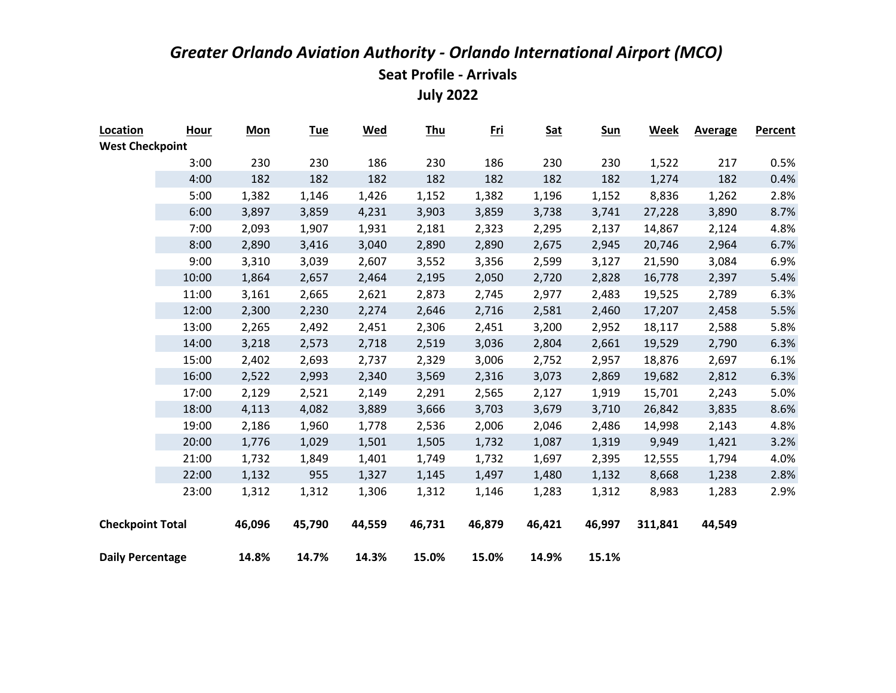# *Greater Orlando Aviation Authority - Orlando International Airport (MCO)*

## Seat Profile - Arrivals

## July 2022

| Location | Hour | Mon | Tue | Wed | Thu | Fri | Sat | Sun | Week | Average | Percent |
|---|---|---|---|---|---|---|---|---|---|---|---|
| **West Checkpoint** | | | | | | | | | | | |
| | 3:00 | 230 | 230 | 186 | 230 | 186 | 230 | 230 | 1,522 | 217 | 0.5% |
| | 4:00 | 182 | 182 | 182 | 182 | 182 | 182 | 182 | 1,274 | 182 | 0.4% |
| | 5:00 | 1,382 | 1,146 | 1,426 | 1,152 | 1,382 | 1,196 | 1,152 | 8,836 | 1,262 | 2.8% |
| | 6:00 | 3,897 | 3,859 | 4,231 | 3,903 | 3,859 | 3,738 | 3,741 | 27,228 | 3,890 | 8.7% |
| | 7:00 | 2,093 | 1,907 | 1,931 | 2,181 | 2,323 | 2,295 | 2,137 | 14,867 | 2,124 | 4.8% |
| | 8:00 | 2,890 | 3,416 | 3,040 | 2,890 | 2,890 | 2,675 | 2,945 | 20,746 | 2,964 | 6.7% |
| | 9:00 | 3,310 | 3,039 | 2,607 | 3,552 | 3,356 | 2,599 | 3,127 | 21,590 | 3,084 | 6.9% |
| | 10:00 | 1,864 | 2,657 | 2,464 | 2,195 | 2,050 | 2,720 | 2,828 | 16,778 | 2,397 | 5.4% |
| | 11:00 | 3,161 | 2,665 | 2,621 | 2,873 | 2,745 | 2,977 | 2,483 | 19,525 | 2,789 | 6.3% |
| | 12:00 | 2,300 | 2,230 | 2,274 | 2,646 | 2,716 | 2,581 | 2,460 | 17,207 | 2,458 | 5.5% |
| | 13:00 | 2,265 | 2,492 | 2,451 | 2,306 | 2,451 | 3,200 | 2,952 | 18,117 | 2,588 | 5.8% |
| | 14:00 | 3,218 | 2,573 | 2,718 | 2,519 | 3,036 | 2,804 | 2,661 | 19,529 | 2,790 | 6.3% |
| | 15:00 | 2,402 | 2,693 | 2,737 | 2,329 | 3,006 | 2,752 | 2,957 | 18,876 | 2,697 | 6.1% |
| | 16:00 | 2,522 | 2,993 | 2,340 | 3,569 | 2,316 | 3,073 | 2,869 | 19,682 | 2,812 | 6.3% |
| | 17:00 | 2,129 | 2,521 | 2,149 | 2,291 | 2,565 | 2,127 | 1,919 | 15,701 | 2,243 | 5.0% |
| | 18:00 | 4,113 | 4,082 | 3,889 | 3,666 | 3,703 | 3,679 | 3,710 | 26,842 | 3,835 | 8.6% |
| | 19:00 | 2,186 | 1,960 | 1,778 | 2,536 | 2,006 | 2,046 | 2,486 | 14,998 | 2,143 | 4.8% |
| | 20:00 | 1,776 | 1,029 | 1,501 | 1,505 | 1,732 | 1,087 | 1,319 | 9,949 | 1,421 | 3.2% |
| | 21:00 | 1,732 | 1,849 | 1,401 | 1,749 | 1,732 | 1,697 | 2,395 | 12,555 | 1,794 | 4.0% |
| | 22:00 | 1,132 | 955 | 1,327 | 1,145 | 1,497 | 1,480 | 1,132 | 8,668 | 1,238 | 2.8% |
| | 23:00 | 1,312 | 1,312 | 1,306 | 1,312 | 1,146 | 1,283 | 1,312 | 8,983 | 1,283 | 2.9% |
| **Checkpoint Total** | | **46,096** | **45,790** | **44,559** | **46,731** | **46,879** | **46,421** | **46,997** | **311,841** | **44,549** | |
| **Daily Percentage** | | **14.8%** | **14.7%** | **14.3%** | **15.0%** | **15.0%** | **14.9%** | **15.1%** | | | |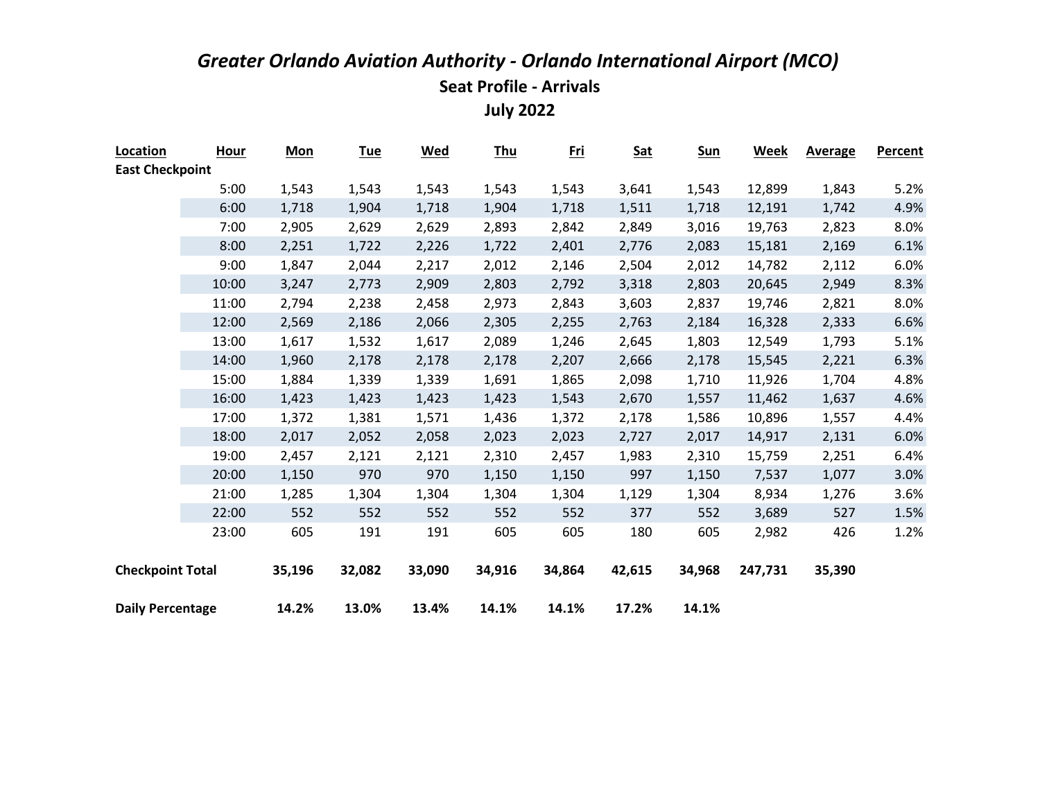# *Greater Orlando Aviation Authority - Orlando International Airport (MCO)*

## Seat Profile - Arrivals

## July 2022

| Location | Hour | Mon | Tue | Wed | Thu | Fri | Sat | Sun | Week | Average | Percent |
|---|---|---|---|---|---|---|---|---|---|---|---|
| **East Checkpoint** | | | | | | | | | | | |
| | 5:00 | 1,543 | 1,543 | 1,543 | 1,543 | 1,543 | 3,641 | 1,543 | 12,899 | 1,843 | 5.2% |
| | 6:00 | 1,718 | 1,904 | 1,718 | 1,904 | 1,718 | 1,511 | 1,718 | 12,191 | 1,742 | 4.9% |
| | 7:00 | 2,905 | 2,629 | 2,629 | 2,893 | 2,842 | 2,849 | 3,016 | 19,763 | 2,823 | 8.0% |
| | 8:00 | 2,251 | 1,722 | 2,226 | 1,722 | 2,401 | 2,776 | 2,083 | 15,181 | 2,169 | 6.1% |
| | 9:00 | 1,847 | 2,044 | 2,217 | 2,012 | 2,146 | 2,504 | 2,012 | 14,782 | 2,112 | 6.0% |
| | 10:00 | 3,247 | 2,773 | 2,909 | 2,803 | 2,792 | 3,318 | 2,803 | 20,645 | 2,949 | 8.3% |
| | 11:00 | 2,794 | 2,238 | 2,458 | 2,973 | 2,843 | 3,603 | 2,837 | 19,746 | 2,821 | 8.0% |
| | 12:00 | 2,569 | 2,186 | 2,066 | 2,305 | 2,255 | 2,763 | 2,184 | 16,328 | 2,333 | 6.6% |
| | 13:00 | 1,617 | 1,532 | 1,617 | 2,089 | 1,246 | 2,645 | 1,803 | 12,549 | 1,793 | 5.1% |
| | 14:00 | 1,960 | 2,178 | 2,178 | 2,178 | 2,207 | 2,666 | 2,178 | 15,545 | 2,221 | 6.3% |
| | 15:00 | 1,884 | 1,339 | 1,339 | 1,691 | 1,865 | 2,098 | 1,710 | 11,926 | 1,704 | 4.8% |
| | 16:00 | 1,423 | 1,423 | 1,423 | 1,423 | 1,543 | 2,670 | 1,557 | 11,462 | 1,637 | 4.6% |
| | 17:00 | 1,372 | 1,381 | 1,571 | 1,436 | 1,372 | 2,178 | 1,586 | 10,896 | 1,557 | 4.4% |
| | 18:00 | 2,017 | 2,052 | 2,058 | 2,023 | 2,023 | 2,727 | 2,017 | 14,917 | 2,131 | 6.0% |
| | 19:00 | 2,457 | 2,121 | 2,121 | 2,310 | 2,457 | 1,983 | 2,310 | 15,759 | 2,251 | 6.4% |
| | 20:00 | 1,150 | 970 | 970 | 1,150 | 1,150 | 997 | 1,150 | 7,537 | 1,077 | 3.0% |
| | 21:00 | 1,285 | 1,304 | 1,304 | 1,304 | 1,304 | 1,129 | 1,304 | 8,934 | 1,276 | 3.6% |
| | 22:00 | 552 | 552 | 552 | 552 | 552 | 377 | 552 | 3,689 | 527 | 1.5% |
| | 23:00 | 605 | 191 | 191 | 605 | 605 | 180 | 605 | 2,982 | 426 | 1.2% |
| **Checkpoint Total** | | **35,196** | **32,082** | **33,090** | **34,916** | **34,864** | **42,615** | **34,968** | **247,731** | **35,390** | |
| **Daily Percentage** | | **14.2%** | **13.0%** | **13.4%** | **14.1%** | **14.1%** | **17.2%** | **14.1%** | | | |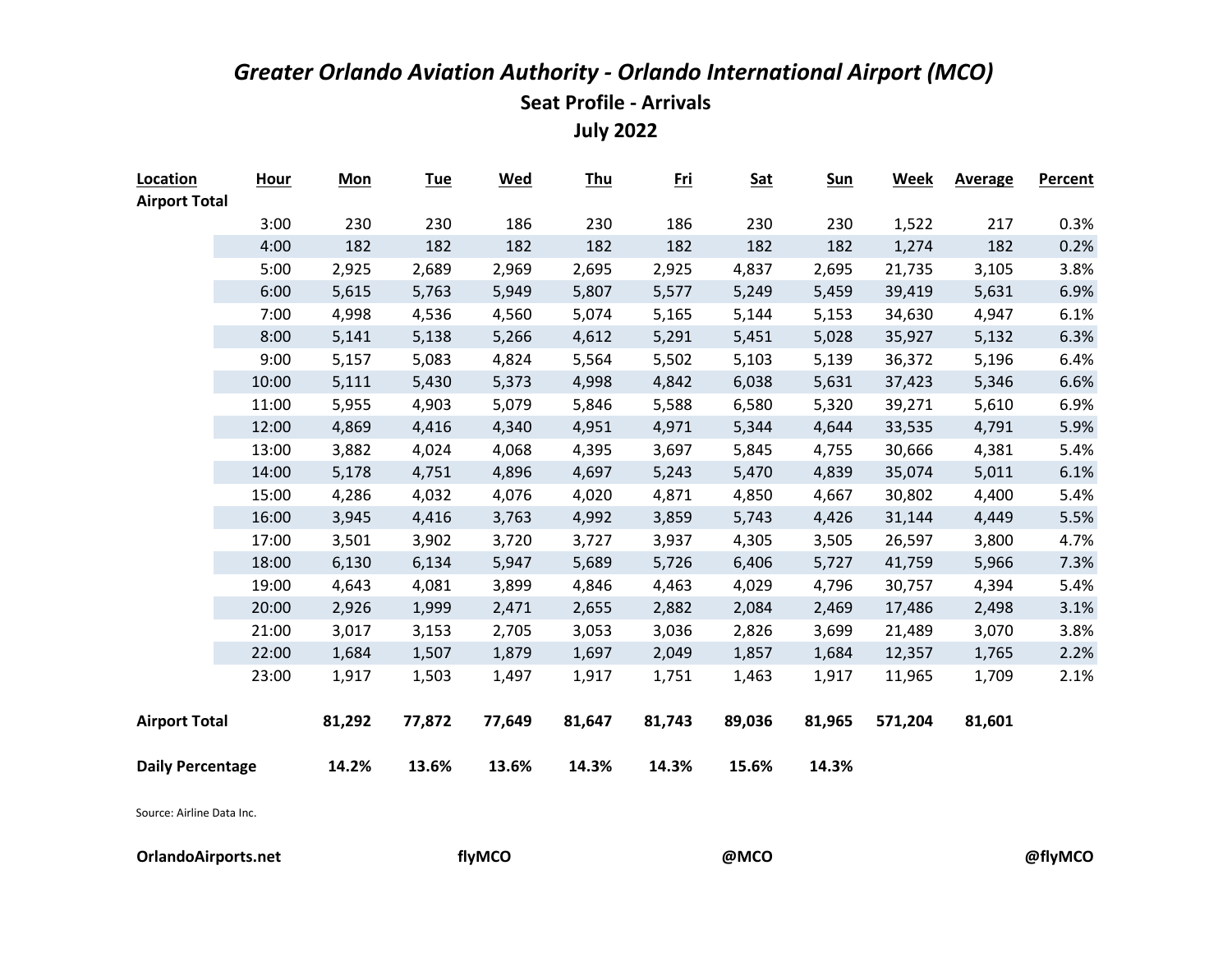# *Greater Orlando Aviation Authority - Orlando International Airport (MCO)*

## Seat Profile - Arrivals

## July 2022

| Location | Hour | Mon | Tue | Wed | Thu | Fri | Sat | Sun | Week | Average | Percent |
|---|---|---|---|---|---|---|---|---|---|---|---|
| **Airport Total** | | | | | | | | | | | |
| | 3:00 | 230 | 230 | 186 | 230 | 186 | 230 | 230 | 1,522 | 217 | 0.3% |
| | 4:00 | 182 | 182 | 182 | 182 | 182 | 182 | 182 | 1,274 | 182 | 0.2% |
| | 5:00 | 2,925 | 2,689 | 2,969 | 2,695 | 2,925 | 4,837 | 2,695 | 21,735 | 3,105 | 3.8% |
| | 6:00 | 5,615 | 5,763 | 5,949 | 5,807 | 5,577 | 5,249 | 5,459 | 39,419 | 5,631 | 6.9% |
| | 7:00 | 4,998 | 4,536 | 4,560 | 5,074 | 5,165 | 5,144 | 5,153 | 34,630 | 4,947 | 6.1% |
| | 8:00 | 5,141 | 5,138 | 5,266 | 4,612 | 5,291 | 5,451 | 5,028 | 35,927 | 5,132 | 6.3% |
| | 9:00 | 5,157 | 5,083 | 4,824 | 5,564 | 5,502 | 5,103 | 5,139 | 36,372 | 5,196 | 6.4% |
| | 10:00 | 5,111 | 5,430 | 5,373 | 4,998 | 4,842 | 6,038 | 5,631 | 37,423 | 5,346 | 6.6% |
| | 11:00 | 5,955 | 4,903 | 5,079 | 5,846 | 5,588 | 6,580 | 5,320 | 39,271 | 5,610 | 6.9% |
| | 12:00 | 4,869 | 4,416 | 4,340 | 4,951 | 4,971 | 5,344 | 4,644 | 33,535 | 4,791 | 5.9% |
| | 13:00 | 3,882 | 4,024 | 4,068 | 4,395 | 3,697 | 5,845 | 4,755 | 30,666 | 4,381 | 5.4% |
| | 14:00 | 5,178 | 4,751 | 4,896 | 4,697 | 5,243 | 5,470 | 4,839 | 35,074 | 5,011 | 6.1% |
| | 15:00 | 4,286 | 4,032 | 4,076 | 4,020 | 4,871 | 4,850 | 4,667 | 30,802 | 4,400 | 5.4% |
| | 16:00 | 3,945 | 4,416 | 3,763 | 4,992 | 3,859 | 5,743 | 4,426 | 31,144 | 4,449 | 5.5% |
| | 17:00 | 3,501 | 3,902 | 3,720 | 3,727 | 3,937 | 4,305 | 3,505 | 26,597 | 3,800 | 4.7% |
| | 18:00 | 6,130 | 6,134 | 5,947 | 5,689 | 5,726 | 6,406 | 5,727 | 41,759 | 5,966 | 7.3% |
| | 19:00 | 4,643 | 4,081 | 3,899 | 4,846 | 4,463 | 4,029 | 4,796 | 30,757 | 4,394 | 5.4% |
| | 20:00 | 2,926 | 1,999 | 2,471 | 2,655 | 2,882 | 2,084 | 2,469 | 17,486 | 2,498 | 3.1% |
| | 21:00 | 3,017 | 3,153 | 2,705 | 3,053 | 3,036 | 2,826 | 3,699 | 21,489 | 3,070 | 3.8% |
| | 22:00 | 1,684 | 1,507 | 1,879 | 1,697 | 2,049 | 1,857 | 1,684 | 12,357 | 1,765 | 2.2% |
| | 23:00 | 1,917 | 1,503 | 1,497 | 1,917 | 1,751 | 1,463 | 1,917 | 11,965 | 1,709 | 2.1% |
| **Airport Total** | | **81,292** | **77,872** | **77,649** | **81,647** | **81,743** | **89,036** | **81,965** | **571,204** | **81,601** | |
| **Daily Percentage** | | **14.2%** | **13.6%** | **13.6%** | **14.3%** | **14.3%** | **15.6%** | **14.3%** | | | |

Source: Airline Data Inc.

**OrlandoAirports.net** **flyMCO** **@MCO** **@flyMCO**